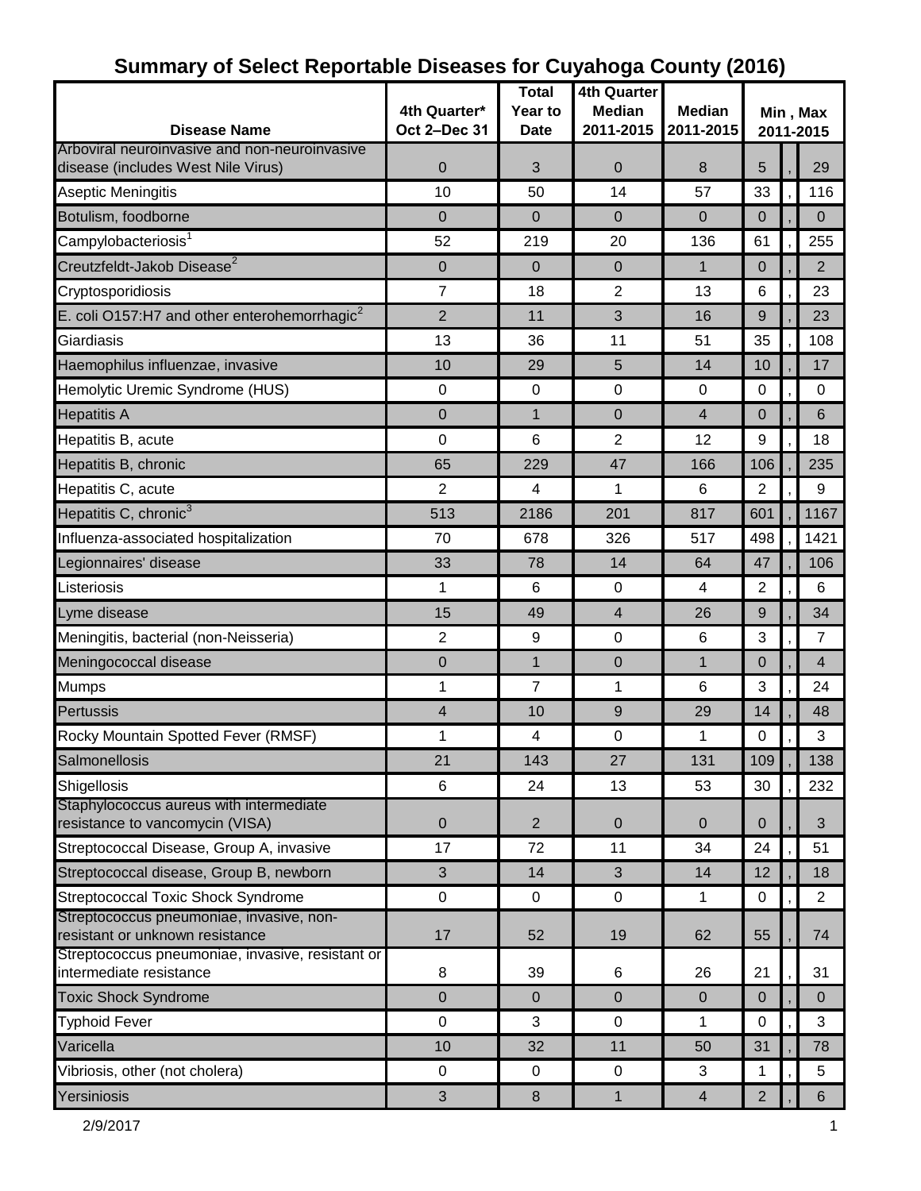# Summary of Select Reportable Diseases for Cuyahoga County (2016)

| Disease Name | 4th Quarter* Oct 2–Dec 31 | Total Year to Date | 4th Quarter Median 2011-2015 | Median 2011-2015 | Min , Max 2011-2015 | | |
|---|---|---|---|---|---|---|---|
| Arboviral neuroinvasive and non-neuroinvasive disease (includes West Nile Virus) | 0 | 3 | 0 | 8 | 5 | , | 29 |
| Aseptic Meningitis | 10 | 50 | 14 | 57 | 33 | , | 116 |
| Botulism, foodborne | 0 | 0 | 0 | 0 | 0 | , | 0 |
| Campylobacteriosis[1] | 52 | 219 | 20 | 136 | 61 | , | 255 |
| Creutzfeldt-Jakob Disease[2] | 0 | 0 | 0 | 1 | 0 | , | 2 |
| Cryptosporidiosis | 7 | 18 | 2 | 13 | 6 | , | 23 |
| E. coli O157:H7 and other enterohemorrhagic[2] | 2 | 11 | 3 | 16 | 9 | , | 23 |
| Giardiasis | 13 | 36 | 11 | 51 | 35 | , | 108 |
| Haemophilus influenzae, invasive | 10 | 29 | 5 | 14 | 10 | , | 17 |
| Hemolytic Uremic Syndrome (HUS) | 0 | 0 | 0 | 0 | 0 | , | 0 |
| Hepatitis A | 0 | 1 | 0 | 4 | 0 | , | 6 |
| Hepatitis B, acute | 0 | 6 | 2 | 12 | 9 | , | 18 |
| Hepatitis B, chronic | 65 | 229 | 47 | 166 | 106 | , | 235 |
| Hepatitis C, acute | 2 | 4 | 1 | 6 | 2 | , | 9 |
| Hepatitis C, chronic[3] | 513 | 2186 | 201 | 817 | 601 | , | 1167 |
| Influenza-associated hospitalization | 70 | 678 | 326 | 517 | 498 | , | 1421 |
| Legionnaires' disease | 33 | 78 | 14 | 64 | 47 | , | 106 |
| Listeriosis | 1 | 6 | 0 | 4 | 2 | , | 6 |
| Lyme disease | 15 | 49 | 4 | 26 | 9 | , | 34 |
| Meningitis, bacterial (non-Neisseria) | 2 | 9 | 0 | 6 | 3 | , | 7 |
| Meningococcal disease | 0 | 1 | 0 | 1 | 0 | , | 4 |
| Mumps | 1 | 7 | 1 | 6 | 3 | , | 24 |
| Pertussis | 4 | 10 | 9 | 29 | 14 | , | 48 |
| Rocky Mountain Spotted Fever (RMSF) | 1 | 4 | 0 | 1 | 0 | , | 3 |
| Salmonellosis | 21 | 143 | 27 | 131 | 109 | , | 138 |
| Shigellosis | 6 | 24 | 13 | 53 | 30 | , | 232 |
| Staphylococcus aureus with intermediate resistance to vancomycin (VISA) | 0 | 2 | 0 | 0 | 0 | , | 3 |
| Streptococcal Disease, Group A, invasive | 17 | 72 | 11 | 34 | 24 | , | 51 |
| Streptococcal disease, Group B, newborn | 3 | 14 | 3 | 14 | 12 | , | 18 |
| Streptococcal Toxic Shock Syndrome | 0 | 0 | 0 | 1 | 0 | , | 2 |
| Streptococcus pneumoniae, invasive, non-resistant or unknown resistance | 17 | 52 | 19 | 62 | 55 | , | 74 |
| Streptococcus pneumoniae, invasive, resistant or intermediate resistance | 8 | 39 | 6 | 26 | 21 | , | 31 |
| Toxic Shock Syndrome | 0 | 0 | 0 | 0 | 0 | , | 0 |
| Typhoid Fever | 0 | 3 | 0 | 1 | 0 | , | 3 |
| Varicella | 10 | 32 | 11 | 50 | 31 | , | 78 |
| Vibriosis, other (not cholera) | 0 | 0 | 0 | 3 | 1 | , | 5 |
| Yersiniosis | 3 | 8 | 1 | 4 | 2 | , | 6 |

2/9/2017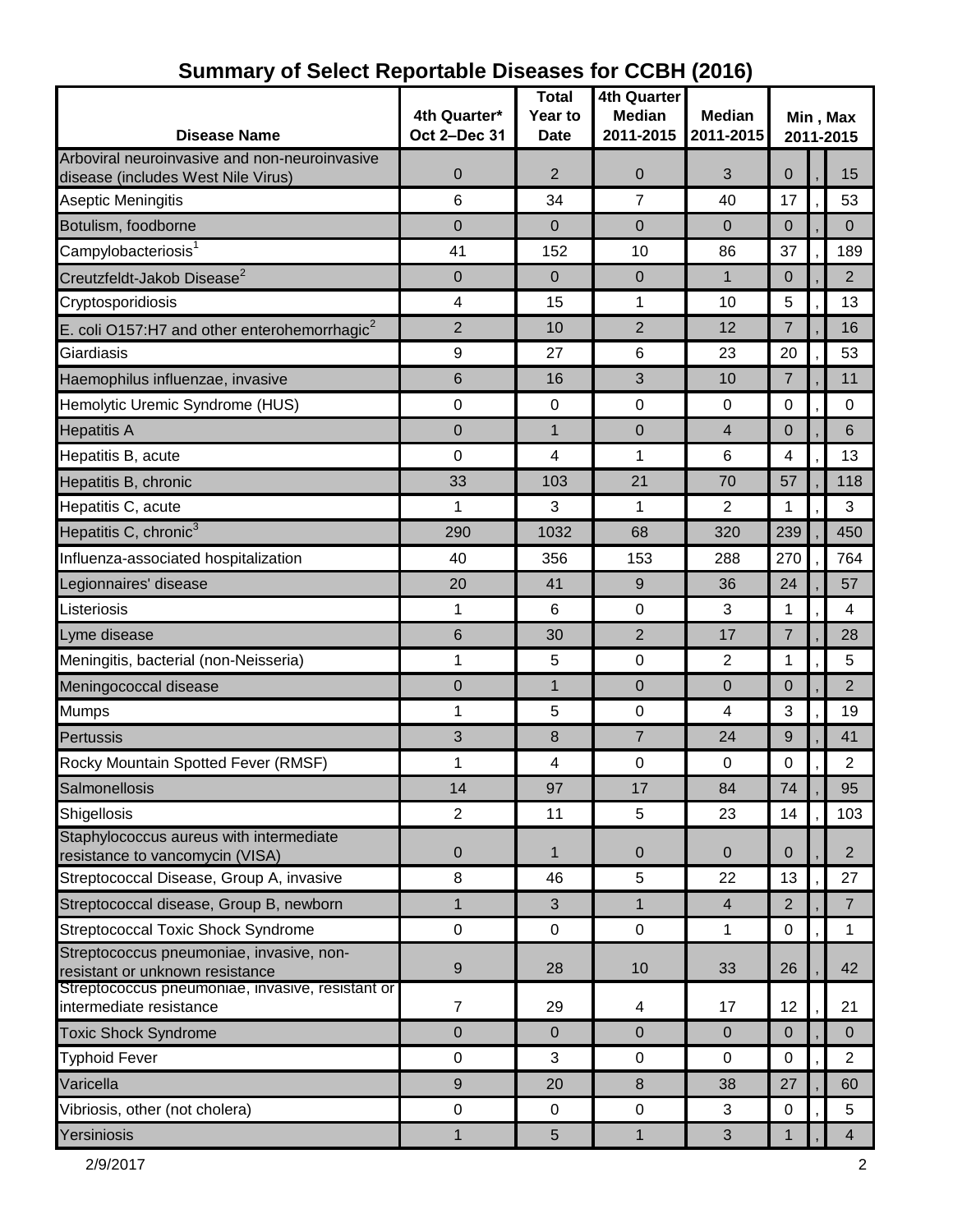# Summary of Select Reportable Diseases for CCBH (2016)

| Disease Name | 4th Quarter* Oct 2–Dec 31 | Total Year to Date | 4th Quarter Median 2011-2015 | Median 2011-2015 | Min , Max 2011-2015 |
|---|---|---|---|---|---|
| Arboviral neuroinvasive and non-neuroinvasive disease (includes West Nile Virus) | 0 | 2 | 0 | 3 | 0 , 15 |
| Aseptic Meningitis | 6 | 34 | 7 | 40 | 17 , 53 |
| Botulism, foodborne | 0 | 0 | 0 | 0 | 0 , 0 |
| Campylobacteriosis[1] | 41 | 152 | 10 | 86 | 37 , 189 |
| Creutzfeldt-Jakob Disease[2] | 0 | 0 | 0 | 1 | 0 , 2 |
| Cryptosporidiosis | 4 | 15 | 1 | 10 | 5 , 13 |
| E. coli O157:H7 and other enterohemorrhagic[2] | 2 | 10 | 2 | 12 | 7 , 16 |
| Giardiasis | 9 | 27 | 6 | 23 | 20 , 53 |
| Haemophilus influenzae, invasive | 6 | 16 | 3 | 10 | 7 , 11 |
| Hemolytic Uremic Syndrome (HUS) | 0 | 0 | 0 | 0 | 0 , 0 |
| Hepatitis A | 0 | 1 | 0 | 4 | 0 , 6 |
| Hepatitis B, acute | 0 | 4 | 1 | 6 | 4 , 13 |
| Hepatitis B, chronic | 33 | 103 | 21 | 70 | 57 , 118 |
| Hepatitis C, acute | 1 | 3 | 1 | 2 | 1 , 3 |
| Hepatitis C, chronic[3] | 290 | 1032 | 68 | 320 | 239 , 450 |
| Influenza-associated hospitalization | 40 | 356 | 153 | 288 | 270 , 764 |
| Legionnaires' disease | 20 | 41 | 9 | 36 | 24 , 57 |
| Listeriosis | 1 | 6 | 0 | 3 | 1 , 4 |
| Lyme disease | 6 | 30 | 2 | 17 | 7 , 28 |
| Meningitis, bacterial (non-Neisseria) | 1 | 5 | 0 | 2 | 1 , 5 |
| Meningococcal disease | 0 | 1 | 0 | 0 | 0 , 2 |
| Mumps | 1 | 5 | 0 | 4 | 3 , 19 |
| Pertussis | 3 | 8 | 7 | 24 | 9 , 41 |
| Rocky Mountain Spotted Fever (RMSF) | 1 | 4 | 0 | 0 | 0 , 2 |
| Salmonellosis | 14 | 97 | 17 | 84 | 74 , 95 |
| Shigellosis | 2 | 11 | 5 | 23 | 14 , 103 |
| Staphylococcus aureus with intermediate resistance to vancomycin (VISA) | 0 | 1 | 0 | 0 | 0 , 2 |
| Streptococcal Disease, Group A, invasive | 8 | 46 | 5 | 22 | 13 , 27 |
| Streptococcal disease, Group B, newborn | 1 | 3 | 1 | 4 | 2 , 7 |
| Streptococcal Toxic Shock Syndrome | 0 | 0 | 0 | 1 | 0 , 1 |
| Streptococcus pneumoniae, invasive, non-resistant or unknown resistance | 9 | 28 | 10 | 33 | 26 , 42 |
| Streptococcus pneumoniae, invasive, resistant or intermediate resistance | 7 | 29 | 4 | 17 | 12 , 21 |
| Toxic Shock Syndrome | 0 | 0 | 0 | 0 | 0 , 0 |
| Typhoid Fever | 0 | 3 | 0 | 0 | 0 , 2 |
| Varicella | 9 | 20 | 8 | 38 | 27 , 60 |
| Vibriosis, other (not cholera) | 0 | 0 | 0 | 3 | 0 , 5 |
| Yersiniosis | 1 | 5 | 1 | 3 | 1 , 4 |

2/9/2017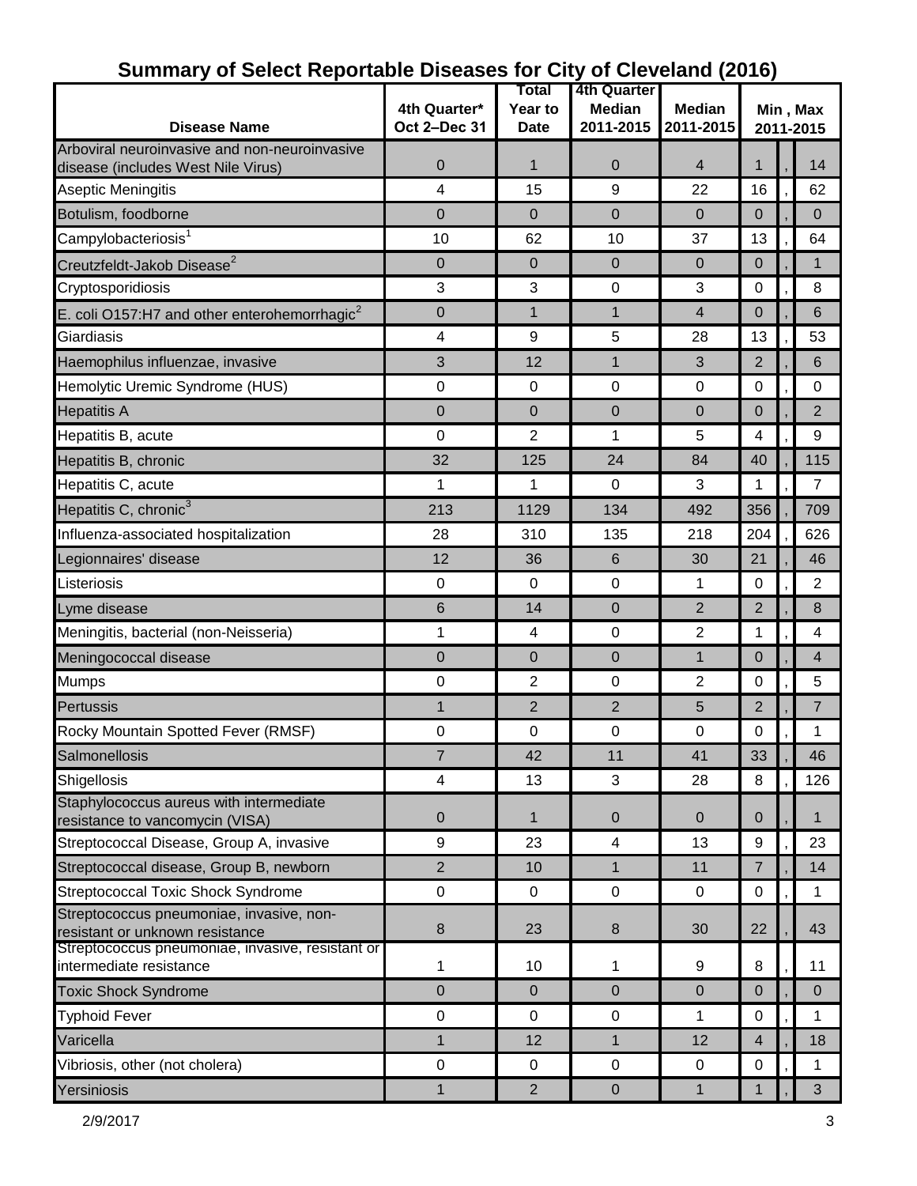# Summary of Select Reportable Diseases for City of Cleveland (2016)

| Disease Name | 4th Quarter* Oct 2–Dec 31 | Total Year to Date | 4th Quarter Median 2011-2015 | Median 2011-2015 | Min , Max 2011-2015 |
|---|---|---|---|---|---|
| Arboviral neuroinvasive and non-neuroinvasive disease (includes West Nile Virus) | 0 | 1 | 0 | 4 | 1 , 14 |
| Aseptic Meningitis | 4 | 15 | 9 | 22 | 16 , 62 |
| Botulism, foodborne | 0 | 0 | 0 | 0 | 0 , 0 |
| Campylobacteriosis[1] | 10 | 62 | 10 | 37 | 13 , 64 |
| Creutzfeldt-Jakob Disease[2] | 0 | 0 | 0 | 0 | 0 , 1 |
| Cryptosporidiosis | 3 | 3 | 0 | 3 | 0 , 8 |
| E. coli O157:H7 and other enterohemorrhagic[2] | 0 | 1 | 1 | 4 | 0 , 6 |
| Giardiasis | 4 | 9 | 5 | 28 | 13 , 53 |
| Haemophilus influenzae, invasive | 3 | 12 | 1 | 3 | 2 , 6 |
| Hemolytic Uremic Syndrome (HUS) | 0 | 0 | 0 | 0 | 0 , 0 |
| Hepatitis A | 0 | 0 | 0 | 0 | 0 , 2 |
| Hepatitis B, acute | 0 | 2 | 1 | 5 | 4 , 9 |
| Hepatitis B, chronic | 32 | 125 | 24 | 84 | 40 , 115 |
| Hepatitis C, acute | 1 | 1 | 0 | 3 | 1 , 7 |
| Hepatitis C, chronic[3] | 213 | 1129 | 134 | 492 | 356 , 709 |
| Influenza-associated hospitalization | 28 | 310 | 135 | 218 | 204 , 626 |
| Legionnaires' disease | 12 | 36 | 6 | 30 | 21 , 46 |
| Listeriosis | 0 | 0 | 0 | 1 | 0 , 2 |
| Lyme disease | 6 | 14 | 0 | 2 | 2 , 8 |
| Meningitis, bacterial (non-Neisseria) | 1 | 4 | 0 | 2 | 1 , 4 |
| Meningococcal disease | 0 | 0 | 0 | 1 | 0 , 4 |
| Mumps | 0 | 2 | 0 | 2 | 0 , 5 |
| Pertussis | 1 | 2 | 2 | 5 | 2 , 7 |
| Rocky Mountain Spotted Fever (RMSF) | 0 | 0 | 0 | 0 | 0 , 1 |
| Salmonellosis | 7 | 42 | 11 | 41 | 33 , 46 |
| Shigellosis | 4 | 13 | 3 | 28 | 8 , 126 |
| Staphylococcus aureus with intermediate resistance to vancomycin (VISA) | 0 | 1 | 0 | 0 | 0 , 1 |
| Streptococcal Disease, Group A, invasive | 9 | 23 | 4 | 13 | 9 , 23 |
| Streptococcal disease, Group B, newborn | 2 | 10 | 1 | 11 | 7 , 14 |
| Streptococcal Toxic Shock Syndrome | 0 | 0 | 0 | 0 | 0 , 1 |
| Streptococcus pneumoniae, invasive, non-resistant or unknown resistance | 8 | 23 | 8 | 30 | 22 , 43 |
| Streptococcus pneumoniae, invasive, resistant or intermediate resistance | 1 | 10 | 1 | 9 | 8 , 11 |
| Toxic Shock Syndrome | 0 | 0 | 0 | 0 | 0 , 0 |
| Typhoid Fever | 0 | 0 | 0 | 1 | 0 , 1 |
| Varicella | 1 | 12 | 1 | 12 | 4 , 18 |
| Vibriosis, other (not cholera) | 0 | 0 | 0 | 0 | 0 , 1 |
| Yersiniosis | 1 | 2 | 0 | 1 | 1 , 3 |

2/9/2017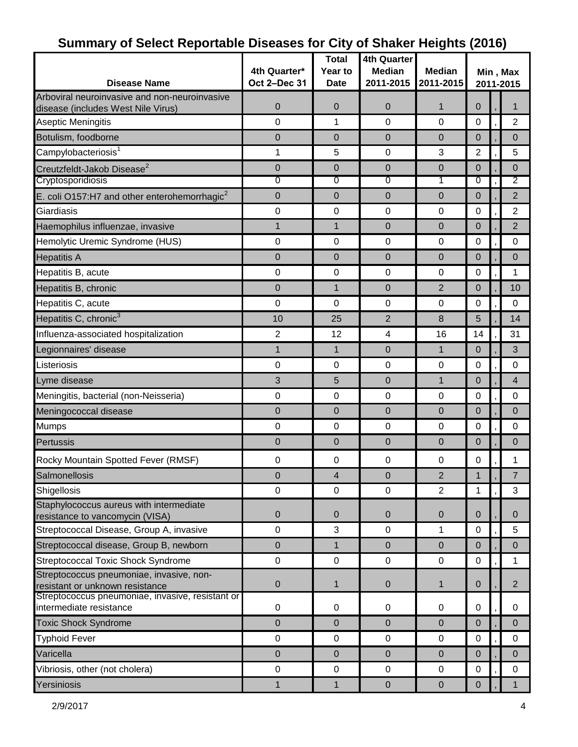## Summary of Select Reportable Diseases for City of Shaker Heights (2016)

| Disease Name | 4th Quarter* Oct 2–Dec 31 | Total Year to Date | 4th Quarter Median 2011-2015 | Median 2011-2015 | Min , Max 2011-2015 |
|---|---|---|---|---|---|
| Arboviral neuroinvasive and non-neuroinvasive disease (includes West Nile Virus) | 0 | 0 | 0 | 1 | 0 , 1 |
| Aseptic Meningitis | 0 | 1 | 0 | 0 | 0 , 2 |
| Botulism, foodborne | 0 | 0 | 0 | 0 | 0 , 0 |
| Campylobacteriosis[1] | 1 | 5 | 0 | 3 | 2 , 5 |
| Creutzfeldt-Jakob Disease[2] | 0 | 0 | 0 | 0 | 0 , 0 |
| Cryptosporidiosis | 0 | 0 | 0 | 1 | 0 , 2 |
| E. coli O157:H7 and other enterohemorrhagic[2] | 0 | 0 | 0 | 0 | 0 , 2 |
| Giardiasis | 0 | 0 | 0 | 0 | 0 , 2 |
| Haemophilus influenzae, invasive | 1 | 1 | 0 | 0 | 0 , 2 |
| Hemolytic Uremic Syndrome (HUS) | 0 | 0 | 0 | 0 | 0 , 0 |
| Hepatitis A | 0 | 0 | 0 | 0 | 0 , 0 |
| Hepatitis B, acute | 0 | 0 | 0 | 0 | 0 , 1 |
| Hepatitis B, chronic | 0 | 1 | 0 | 2 | 0 , 10 |
| Hepatitis C, acute | 0 | 0 | 0 | 0 | 0 , 0 |
| Hepatitis C, chronic[3] | 10 | 25 | 2 | 8 | 5 , 14 |
| Influenza-associated hospitalization | 2 | 12 | 4 | 16 | 14 , 31 |
| Legionnaires' disease | 1 | 1 | 0 | 1 | 0 , 3 |
| Listeriosis | 0 | 0 | 0 | 0 | 0 , 0 |
| Lyme disease | 3 | 5 | 0 | 1 | 0 , 4 |
| Meningitis, bacterial (non-Neisseria) | 0 | 0 | 0 | 0 | 0 , 0 |
| Meningococcal disease | 0 | 0 | 0 | 0 | 0 , 0 |
| Mumps | 0 | 0 | 0 | 0 | 0 , 0 |
| Pertussis | 0 | 0 | 0 | 0 | 0 , 0 |
| Rocky Mountain Spotted Fever (RMSF) | 0 | 0 | 0 | 0 | 0 , 1 |
| Salmonellosis | 0 | 4 | 0 | 2 | 1 , 7 |
| Shigellosis | 0 | 0 | 0 | 2 | 1 , 3 |
| Staphylococcus aureus with intermediate resistance to vancomycin (VISA) | 0 | 0 | 0 | 0 | 0 , 0 |
| Streptococcal Disease, Group A, invasive | 0 | 3 | 0 | 1 | 0 , 5 |
| Streptococcal disease, Group B, newborn | 0 | 1 | 0 | 0 | 0 , 0 |
| Streptococcal Toxic Shock Syndrome | 0 | 0 | 0 | 0 | 0 , 1 |
| Streptococcus pneumoniae, invasive, non-resistant or unknown resistance | 0 | 1 | 0 | 1 | 0 , 2 |
| Streptococcus pneumoniae, invasive, resistant or intermediate resistance | 0 | 0 | 0 | 0 | 0 , 0 |
| Toxic Shock Syndrome | 0 | 0 | 0 | 0 | 0 , 0 |
| Typhoid Fever | 0 | 0 | 0 | 0 | 0 , 0 |
| Varicella | 0 | 0 | 0 | 0 | 0 , 0 |
| Vibriosis, other (not cholera) | 0 | 0 | 0 | 0 | 0 , 0 |
| Yersiniosis | 1 | 1 | 0 | 0 | 0 , 1 |

2/9/2017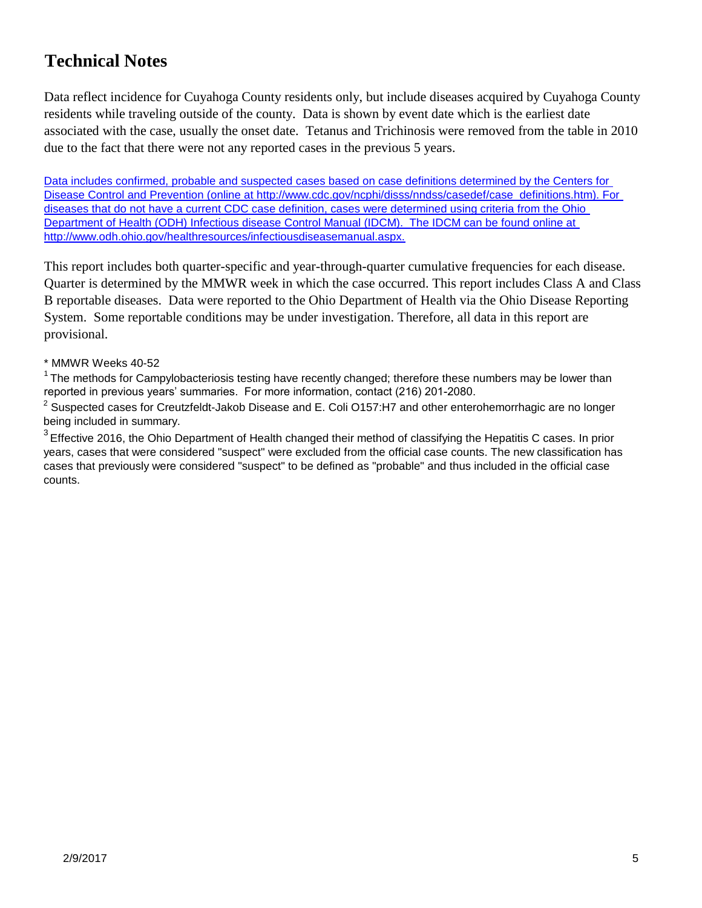# Technical Notes

Data reflect incidence for Cuyahoga County residents only, but include diseases acquired by Cuyahoga County residents while traveling outside of the county. Data is shown by event date which is the earliest date associated with the case, usually the onset date. Tetanus and Trichinosis were removed from the table in 2010 due to the fact that there were not any reported cases in the previous 5 years.

Data includes confirmed, probable and suspected cases based on case definitions determined by the Centers for Disease Control and Prevention (online at http://www.cdc.gov/ncphi/disss/nndss/casedef/case_definitions.htm). For diseases that do not have a current CDC case definition, cases were determined using criteria from the Ohio Department of Health (ODH) Infectious disease Control Manual (IDCM). The IDCM can be found online at http://www.odh.ohio.gov/healthresources/infectiousdiseasemanual.aspx.

This report includes both quarter-specific and year-through-quarter cumulative frequencies for each disease. Quarter is determined by the MMWR week in which the case occurred. This report includes Class A and Class B reportable diseases. Data were reported to the Ohio Department of Health via the Ohio Disease Reporting System. Some reportable conditions may be under investigation. Therefore, all data in this report are provisional.

* MMWR Weeks 40-52

[1] The methods for Campylobacteriosis testing have recently changed; therefore these numbers may be lower than reported in previous years' summaries. For more information, contact (216) 201-2080.

[2] Suspected cases for Creutzfeldt-Jakob Disease and E. Coli O157:H7 and other enterohemorrhagic are no longer being included in summary.

[3] Effective 2016, the Ohio Department of Health changed their method of classifying the Hepatitis C cases. In prior years, cases that were considered "suspect" were excluded from the official case counts. The new classification has cases that previously were considered "suspect" to be defined as "probable" and thus included in the official case counts.

2/9/2017